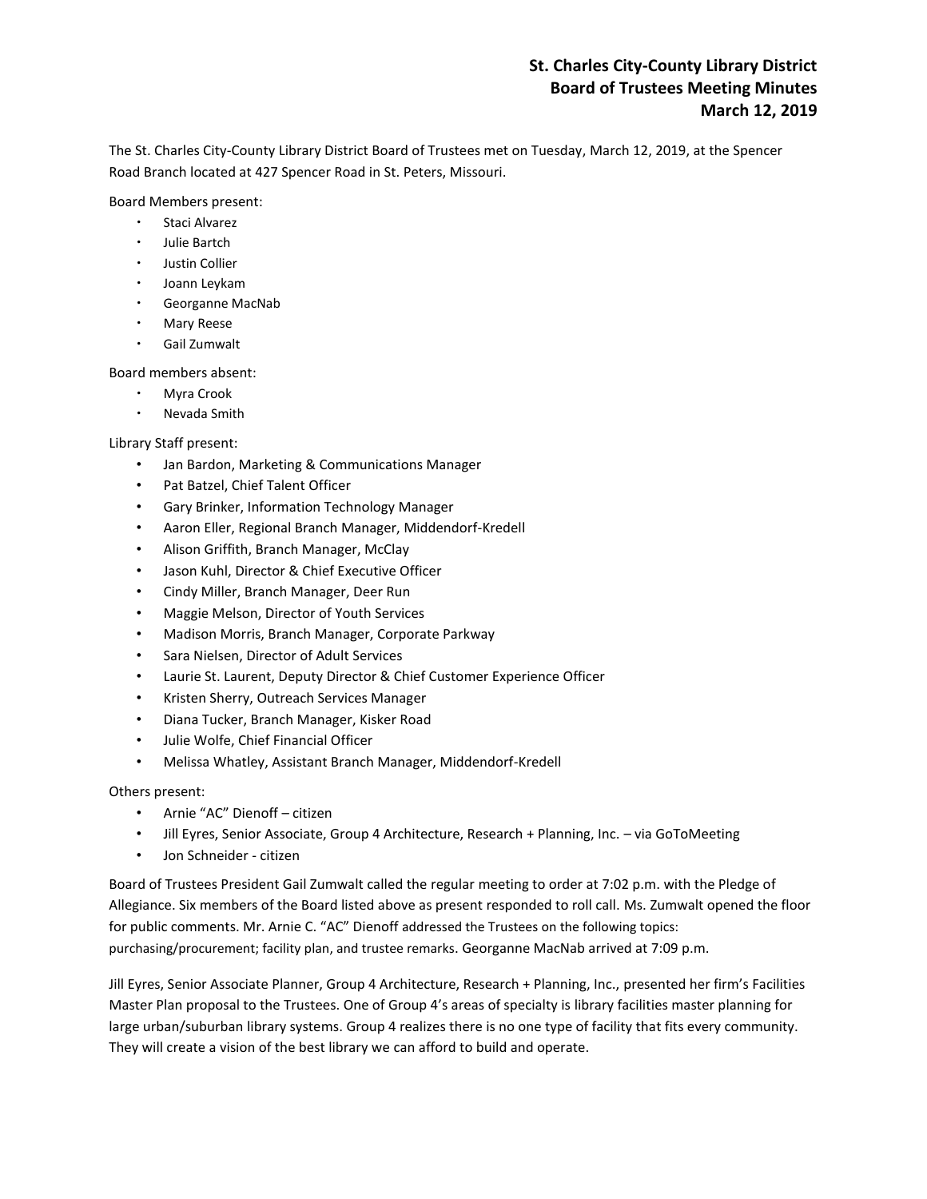# St. Charles City-County Library District
## Board of Trustees Meeting Minutes
## March 12, 2019

The St. Charles City-County Library District Board of Trustees met on Tuesday, March 12, 2019, at the Spencer Road Branch located at 427 Spencer Road in St. Peters, Missouri.

Board Members present:

- Staci Alvarez
- Julie Bartch
- Justin Collier
- Joann Leykam
- Georganne MacNab
- Mary Reese
- Gail Zumwalt

Board members absent:

- Myra Crook
- Nevada Smith

Library Staff present:

- Jan Bardon, Marketing & Communications Manager
- Pat Batzel, Chief Talent Officer
- Gary Brinker, Information Technology Manager
- Aaron Eller, Regional Branch Manager, Middendorf-Kredell
- Alison Griffith, Branch Manager, McClay
- Jason Kuhl, Director & Chief Executive Officer
- Cindy Miller, Branch Manager, Deer Run
- Maggie Melson, Director of Youth Services
- Madison Morris, Branch Manager, Corporate Parkway
- Sara Nielsen, Director of Adult Services
- Laurie St. Laurent, Deputy Director & Chief Customer Experience Officer
- Kristen Sherry, Outreach Services Manager
- Diana Tucker, Branch Manager, Kisker Road
- Julie Wolfe, Chief Financial Officer
- Melissa Whatley, Assistant Branch Manager, Middendorf-Kredell

Others present:

- Arnie "AC" Dienoff – citizen
- Jill Eyres, Senior Associate, Group 4 Architecture, Research + Planning, Inc. – via GoToMeeting
- Jon Schneider - citizen

Board of Trustees President Gail Zumwalt called the regular meeting to order at 7:02 p.m. with the Pledge of Allegiance. Six members of the Board listed above as present responded to roll call. Ms. Zumwalt opened the floor for public comments. Mr. Arnie C. "AC" Dienoff addressed the Trustees on the following topics: purchasing/procurement; facility plan, and trustee remarks. Georganne MacNab arrived at 7:09 p.m.

Jill Eyres, Senior Associate Planner, Group 4 Architecture, Research + Planning, Inc., presented her firm's Facilities Master Plan proposal to the Trustees. One of Group 4's areas of specialty is library facilities master planning for large urban/suburban library systems. Group 4 realizes there is no one type of facility that fits every community. They will create a vision of the best library we can afford to build and operate.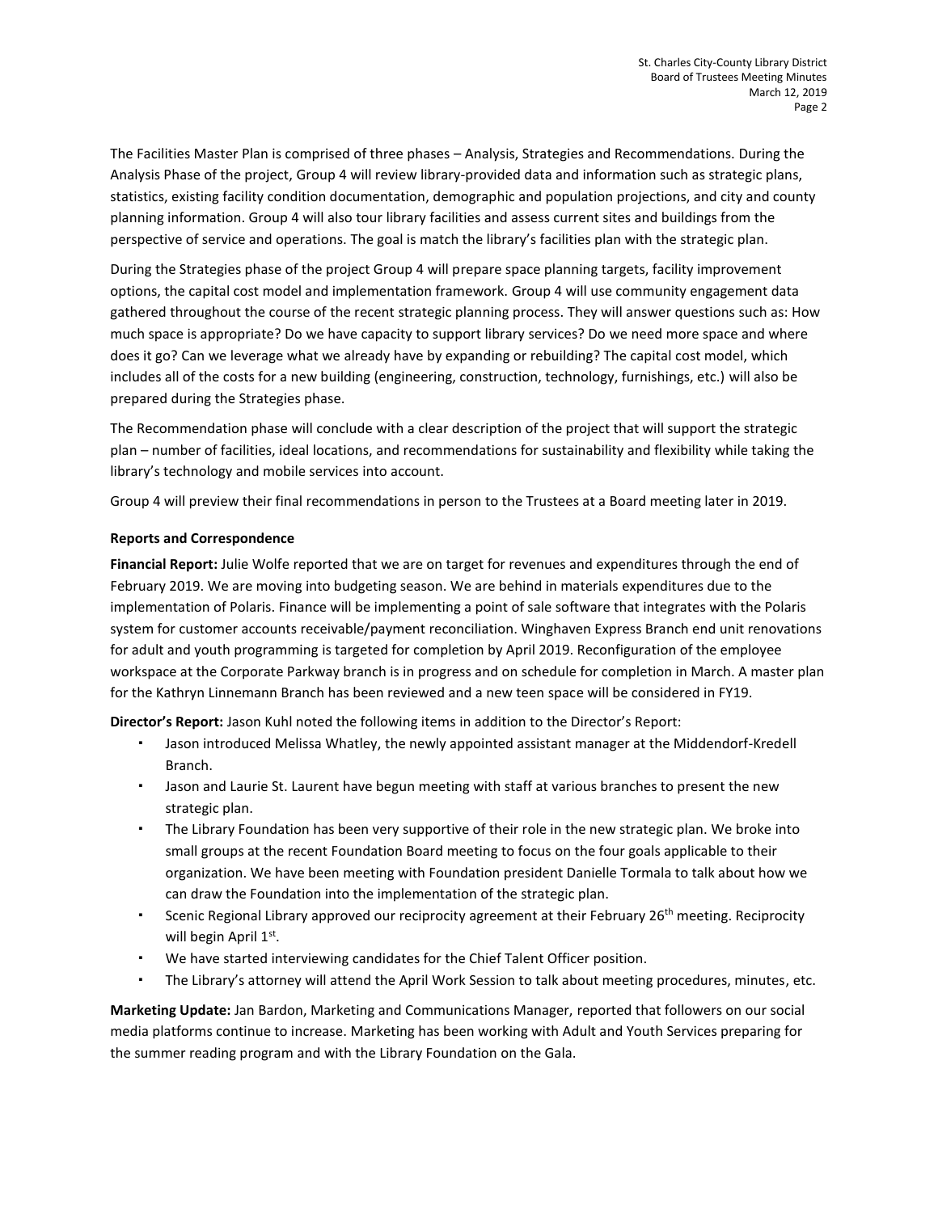The Facilities Master Plan is comprised of three phases – Analysis, Strategies and Recommendations. During the Analysis Phase of the project, Group 4 will review library-provided data and information such as strategic plans, statistics, existing facility condition documentation, demographic and population projections, and city and county planning information. Group 4 will also tour library facilities and assess current sites and buildings from the perspective of service and operations. The goal is match the library's facilities plan with the strategic plan.

During the Strategies phase of the project Group 4 will prepare space planning targets, facility improvement options, the capital cost model and implementation framework. Group 4 will use community engagement data gathered throughout the course of the recent strategic planning process. They will answer questions such as: How much space is appropriate? Do we have capacity to support library services? Do we need more space and where does it go? Can we leverage what we already have by expanding or rebuilding? The capital cost model, which includes all of the costs for a new building (engineering, construction, technology, furnishings, etc.) will also be prepared during the Strategies phase.

The Recommendation phase will conclude with a clear description of the project that will support the strategic plan – number of facilities, ideal locations, and recommendations for sustainability and flexibility while taking the library's technology and mobile services into account.

Group 4 will preview their final recommendations in person to the Trustees at a Board meeting later in 2019.

**Reports and Correspondence**

**Financial Report:** Julie Wolfe reported that we are on target for revenues and expenditures through the end of February 2019. We are moving into budgeting season. We are behind in materials expenditures due to the implementation of Polaris. Finance will be implementing a point of sale software that integrates with the Polaris system for customer accounts receivable/payment reconciliation. Winghaven Express Branch end unit renovations for adult and youth programming is targeted for completion by April 2019. Reconfiguration of the employee workspace at the Corporate Parkway branch is in progress and on schedule for completion in March. A master plan for the Kathryn Linnemann Branch has been reviewed and a new teen space will be considered in FY19.

**Director's Report:** Jason Kuhl noted the following items in addition to the Director's Report:

- Jason introduced Melissa Whatley, the newly appointed assistant manager at the Middendorf-Kredell Branch.
- Jason and Laurie St. Laurent have begun meeting with staff at various branches to present the new strategic plan.
- The Library Foundation has been very supportive of their role in the new strategic plan. We broke into small groups at the recent Foundation Board meeting to focus on the four goals applicable to their organization. We have been meeting with Foundation president Danielle Tormala to talk about how we can draw the Foundation into the implementation of the strategic plan.
- Scenic Regional Library approved our reciprocity agreement at their February 26th meeting. Reciprocity will begin April 1st.
- We have started interviewing candidates for the Chief Talent Officer position.
- The Library's attorney will attend the April Work Session to talk about meeting procedures, minutes, etc.

**Marketing Update:** Jan Bardon, Marketing and Communications Manager, reported that followers on our social media platforms continue to increase. Marketing has been working with Adult and Youth Services preparing for the summer reading program and with the Library Foundation on the Gala.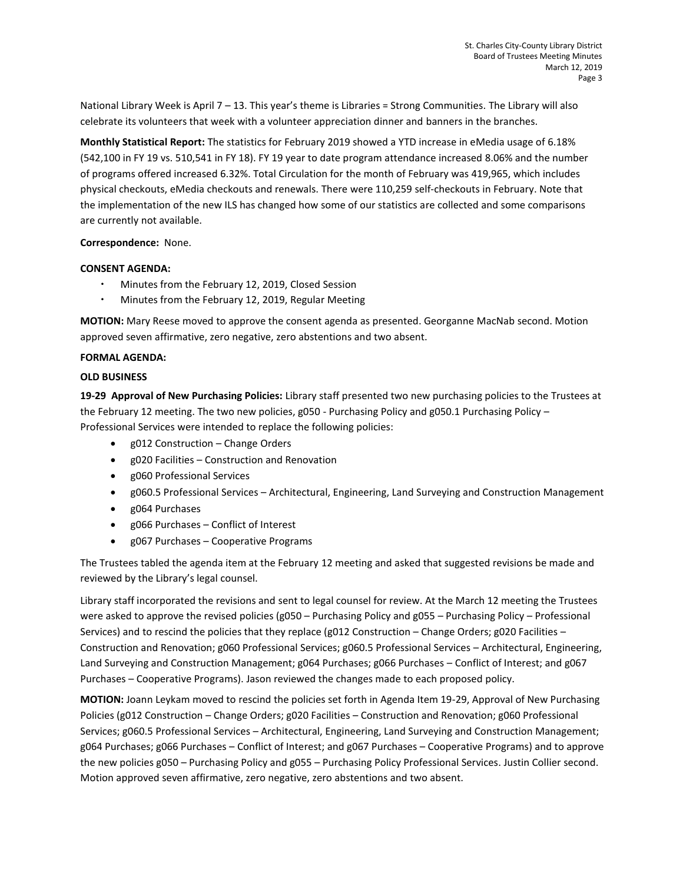National Library Week is April 7 – 13. This year's theme is Libraries = Strong Communities. The Library will also celebrate its volunteers that week with a volunteer appreciation dinner and banners in the branches.

**Monthly Statistical Report:** The statistics for February 2019 showed a YTD increase in eMedia usage of 6.18% (542,100 in FY 19 vs. 510,541 in FY 18). FY 19 year to date program attendance increased 8.06% and the number of programs offered increased 6.32%. Total Circulation for the month of February was 419,965, which includes physical checkouts, eMedia checkouts and renewals. There were 110,259 self-checkouts in February. Note that the implementation of the new ILS has changed how some of our statistics are collected and some comparisons are currently not available.

**Correspondence:** None.

**CONSENT AGENDA:**

- Minutes from the February 12, 2019, Closed Session
- Minutes from the February 12, 2019, Regular Meeting

**MOTION:** Mary Reese moved to approve the consent agenda as presented. Georganne MacNab second. Motion approved seven affirmative, zero negative, zero abstentions and two absent.

**FORMAL AGENDA:**

**OLD BUSINESS**

**19-29 Approval of New Purchasing Policies:** Library staff presented two new purchasing policies to the Trustees at the February 12 meeting. The two new policies, g050 - Purchasing Policy and g050.1 Purchasing Policy – Professional Services were intended to replace the following policies:

- g012 Construction – Change Orders
- g020 Facilities – Construction and Renovation
- g060 Professional Services
- g060.5 Professional Services – Architectural, Engineering, Land Surveying and Construction Management
- g064 Purchases
- g066 Purchases – Conflict of Interest
- g067 Purchases – Cooperative Programs

The Trustees tabled the agenda item at the February 12 meeting and asked that suggested revisions be made and reviewed by the Library's legal counsel.

Library staff incorporated the revisions and sent to legal counsel for review. At the March 12 meeting the Trustees were asked to approve the revised policies (g050 – Purchasing Policy and g055 – Purchasing Policy – Professional Services) and to rescind the policies that they replace (g012 Construction – Change Orders; g020 Facilities – Construction and Renovation; g060 Professional Services; g060.5 Professional Services – Architectural, Engineering, Land Surveying and Construction Management; g064 Purchases; g066 Purchases – Conflict of Interest; and g067 Purchases – Cooperative Programs). Jason reviewed the changes made to each proposed policy.

**MOTION:** Joann Leykam moved to rescind the policies set forth in Agenda Item 19-29, Approval of New Purchasing Policies (g012 Construction – Change Orders; g020 Facilities – Construction and Renovation; g060 Professional Services; g060.5 Professional Services – Architectural, Engineering, Land Surveying and Construction Management; g064 Purchases; g066 Purchases – Conflict of Interest; and g067 Purchases – Cooperative Programs) and to approve the new policies g050 – Purchasing Policy and g055 – Purchasing Policy Professional Services. Justin Collier second. Motion approved seven affirmative, zero negative, zero abstentions and two absent.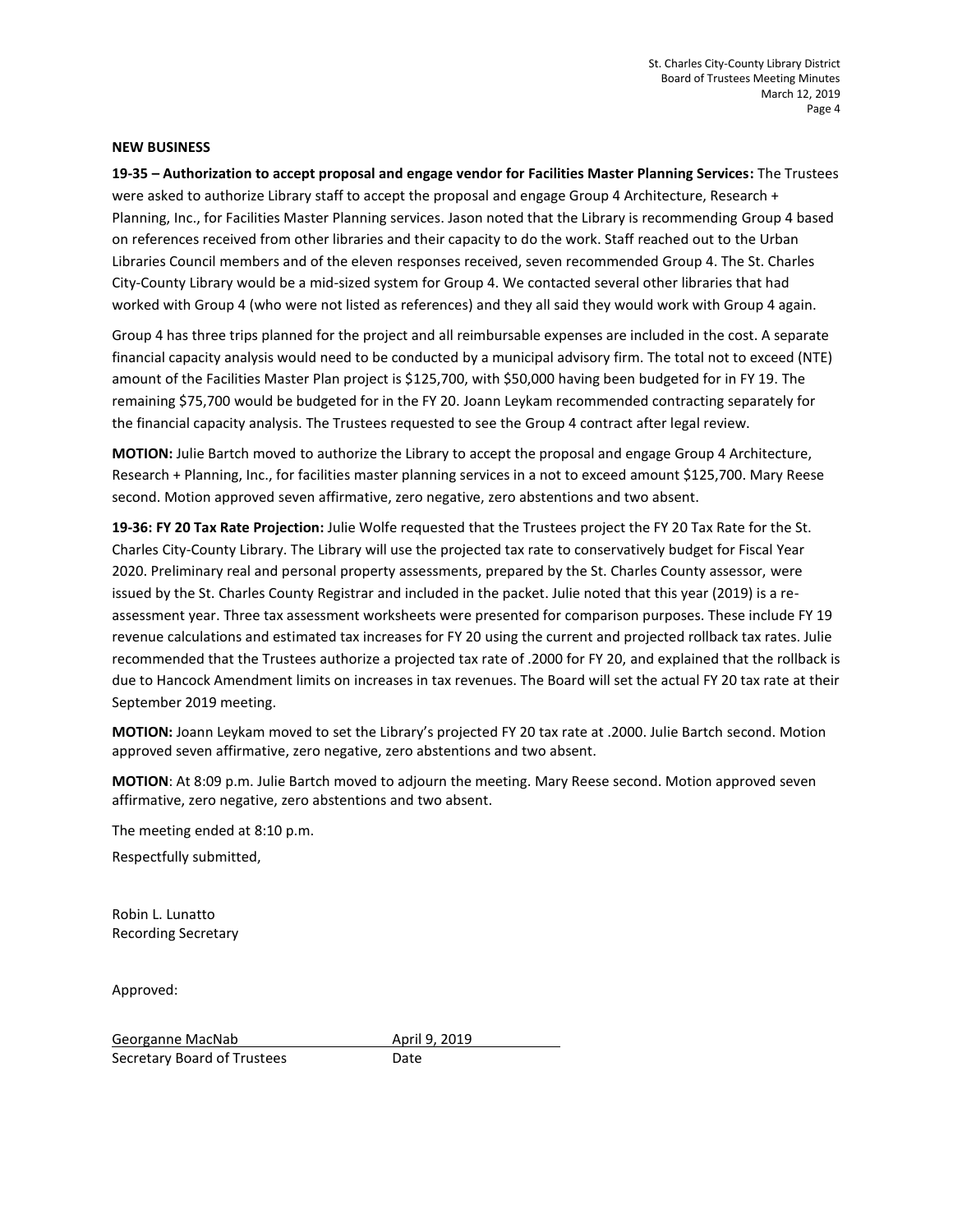**NEW BUSINESS**

**19-35 – Authorization to accept proposal and engage vendor for Facilities Master Planning Services:** The Trustees were asked to authorize Library staff to accept the proposal and engage Group 4 Architecture, Research + Planning, Inc., for Facilities Master Planning services. Jason noted that the Library is recommending Group 4 based on references received from other libraries and their capacity to do the work. Staff reached out to the Urban Libraries Council members and of the eleven responses received, seven recommended Group 4. The St. Charles City-County Library would be a mid-sized system for Group 4. We contacted several other libraries that had worked with Group 4 (who were not listed as references) and they all said they would work with Group 4 again.

Group 4 has three trips planned for the project and all reimbursable expenses are included in the cost. A separate financial capacity analysis would need to be conducted by a municipal advisory firm. The total not to exceed (NTE) amount of the Facilities Master Plan project is $125,700, with $50,000 having been budgeted for in FY 19. The remaining $75,700 would be budgeted for in the FY 20. Joann Leykam recommended contracting separately for the financial capacity analysis. The Trustees requested to see the Group 4 contract after legal review.

**MOTION:** Julie Bartch moved to authorize the Library to accept the proposal and engage Group 4 Architecture, Research + Planning, Inc., for facilities master planning services in a not to exceed amount $125,700. Mary Reese second. Motion approved seven affirmative, zero negative, zero abstentions and two absent.

**19-36: FY 20 Tax Rate Projection:** Julie Wolfe requested that the Trustees project the FY 20 Tax Rate for the St. Charles City-County Library. The Library will use the projected tax rate to conservatively budget for Fiscal Year 2020. Preliminary real and personal property assessments, prepared by the St. Charles County assessor, were issued by the St. Charles County Registrar and included in the packet. Julie noted that this year (2019) is a re-assessment year. Three tax assessment worksheets were presented for comparison purposes. These include FY 19 revenue calculations and estimated tax increases for FY 20 using the current and projected rollback tax rates. Julie recommended that the Trustees authorize a projected tax rate of .2000 for FY 20, and explained that the rollback is due to Hancock Amendment limits on increases in tax revenues. The Board will set the actual FY 20 tax rate at their September 2019 meeting.

**MOTION:** Joann Leykam moved to set the Library's projected FY 20 tax rate at .2000. Julie Bartch second. Motion approved seven affirmative, zero negative, zero abstentions and two absent.

**MOTION**: At 8:09 p.m. Julie Bartch moved to adjourn the meeting. Mary Reese second. Motion approved seven affirmative, zero negative, zero abstentions and two absent.

The meeting ended at 8:10 p.m.

Respectfully submitted,

Robin L. Lunatto
Recording Secretary

Approved:

Georganne MacNab — April 9, 2019
Secretary Board of Trustees — Date